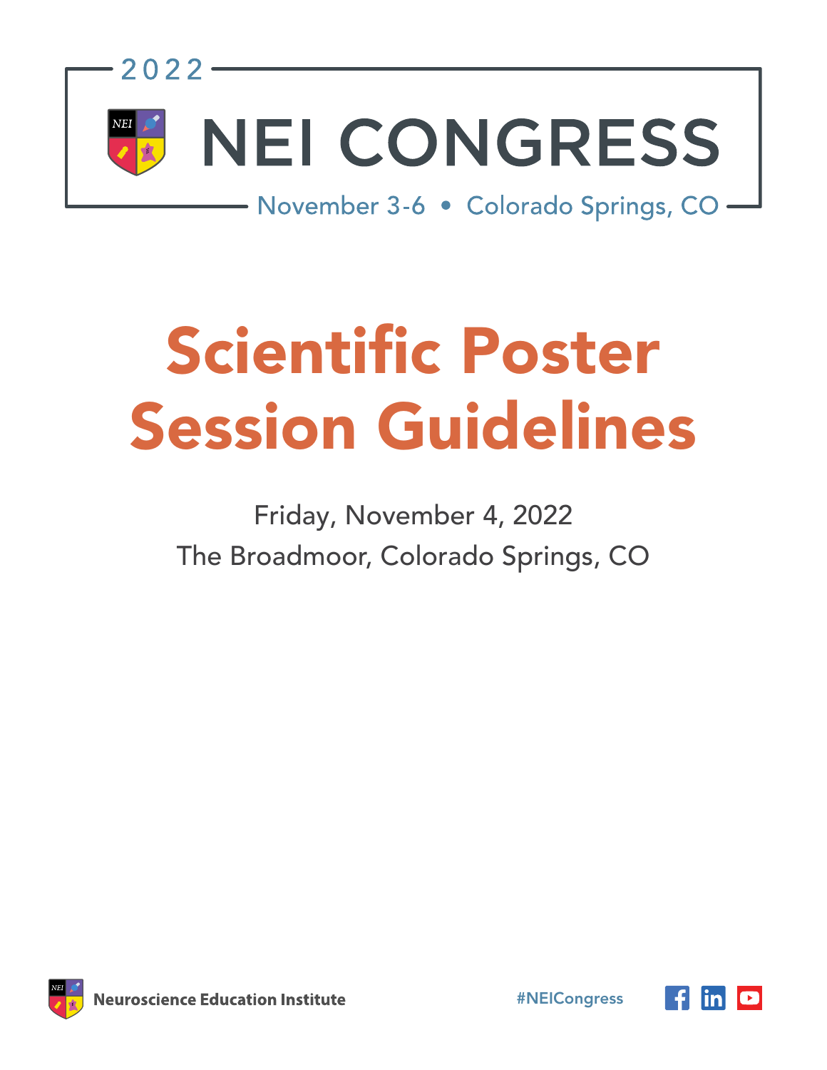2022

# NEI CONGRESS

November 3-6 • Colorado Springs, CO

# Scientific Poster Session Guidelines

Friday, November 4, 2022

The Broadmoor, Colorado Springs, CO

**Neuroscience Education Institute**

#NEICongress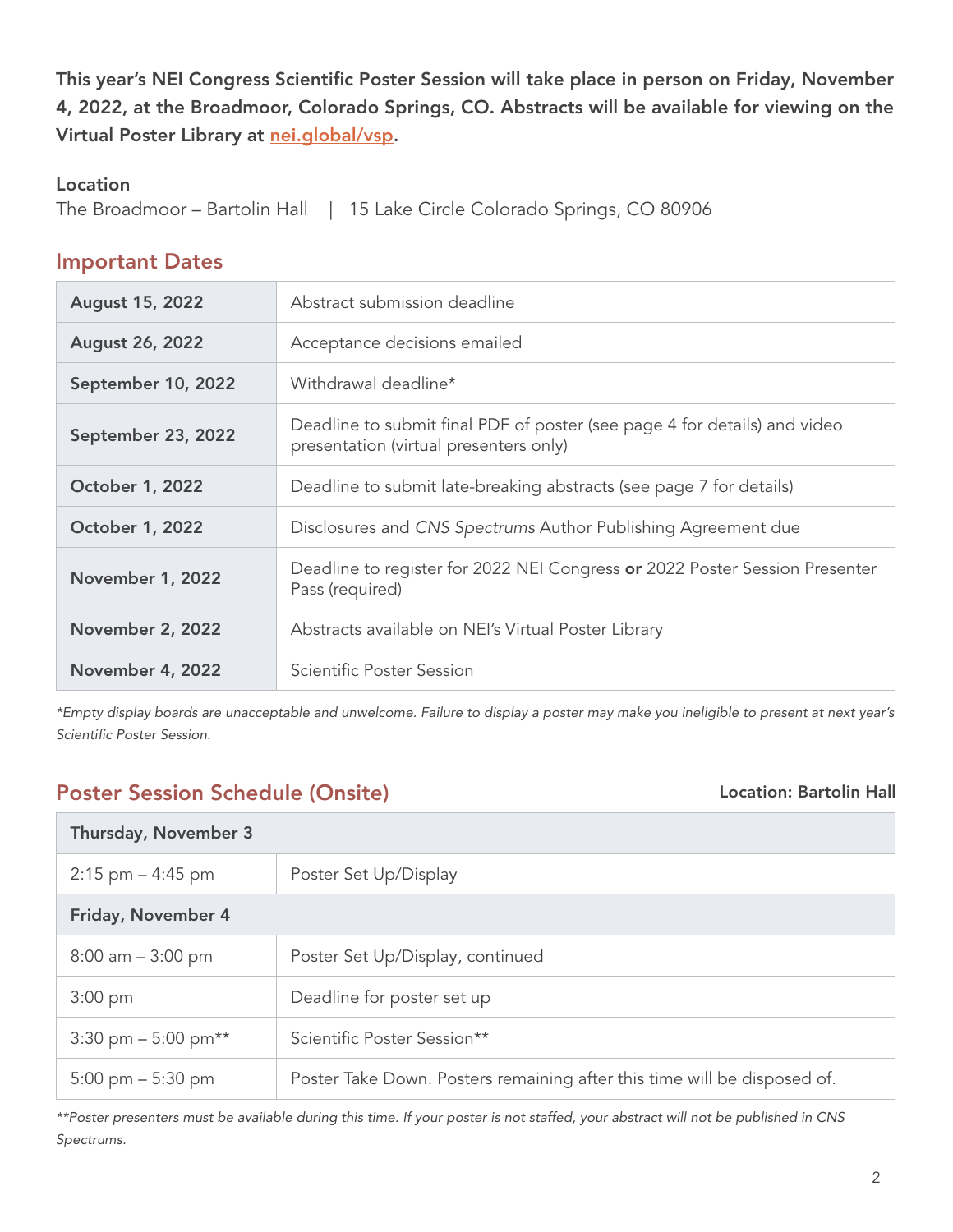**This year's NEI Congress Scientific Poster Session will take place in person on Friday, November 4, 2022, at the Broadmoor, Colorado Springs, CO. Abstracts will be available for viewing on the Virtual Poster Library at [nei.global/vsp](nei.global/vsp).**

**Location**

The Broadmoor – Bartolin Hall | 15 Lake Circle Colorado Springs, CO 80906

## Important Dates

| | |
|---|---|
| **August 15, 2022** | Abstract submission deadline |
| **August 26, 2022** | Acceptance decisions emailed |
| **September 10, 2022** | Withdrawal deadline* |
| **September 23, 2022** | Deadline to submit final PDF of poster (see page 4 for details) and video presentation (virtual presenters only) |
| **October 1, 2022** | Deadline to submit late-breaking abstracts (see page 7 for details) |
| **October 1, 2022** | Disclosures and *CNS Spectrums* Author Publishing Agreement due |
| **November 1, 2022** | Deadline to register for 2022 NEI Congress **or** 2022 Poster Session Presenter Pass (required) |
| **November 2, 2022** | Abstracts available on NEI's Virtual Poster Library |
| **November 4, 2022** | Scientific Poster Session |

*\*Empty display boards are unacceptable and unwelcome. Failure to display a poster may make you ineligible to present at next year's Scientific Poster Session.*

## Poster Session Schedule (Onsite)

**Location: Bartolin Hall**

| **Thursday, November 3** | |
|---|---|
| 2:15 pm – 4:45 pm | Poster Set Up/Display |
| **Friday, November 4** | |
| 8:00 am – 3:00 pm | Poster Set Up/Display, continued |
| 3:00 pm | Deadline for poster set up |
| 3:30 pm – 5:00 pm** | Scientific Poster Session** |
| 5:00 pm – 5:30 pm | Poster Take Down. Posters remaining after this time will be disposed of. |

*\*\*Poster presenters must be available during this time. If your poster is not staffed, your abstract will not be published in CNS Spectrums.*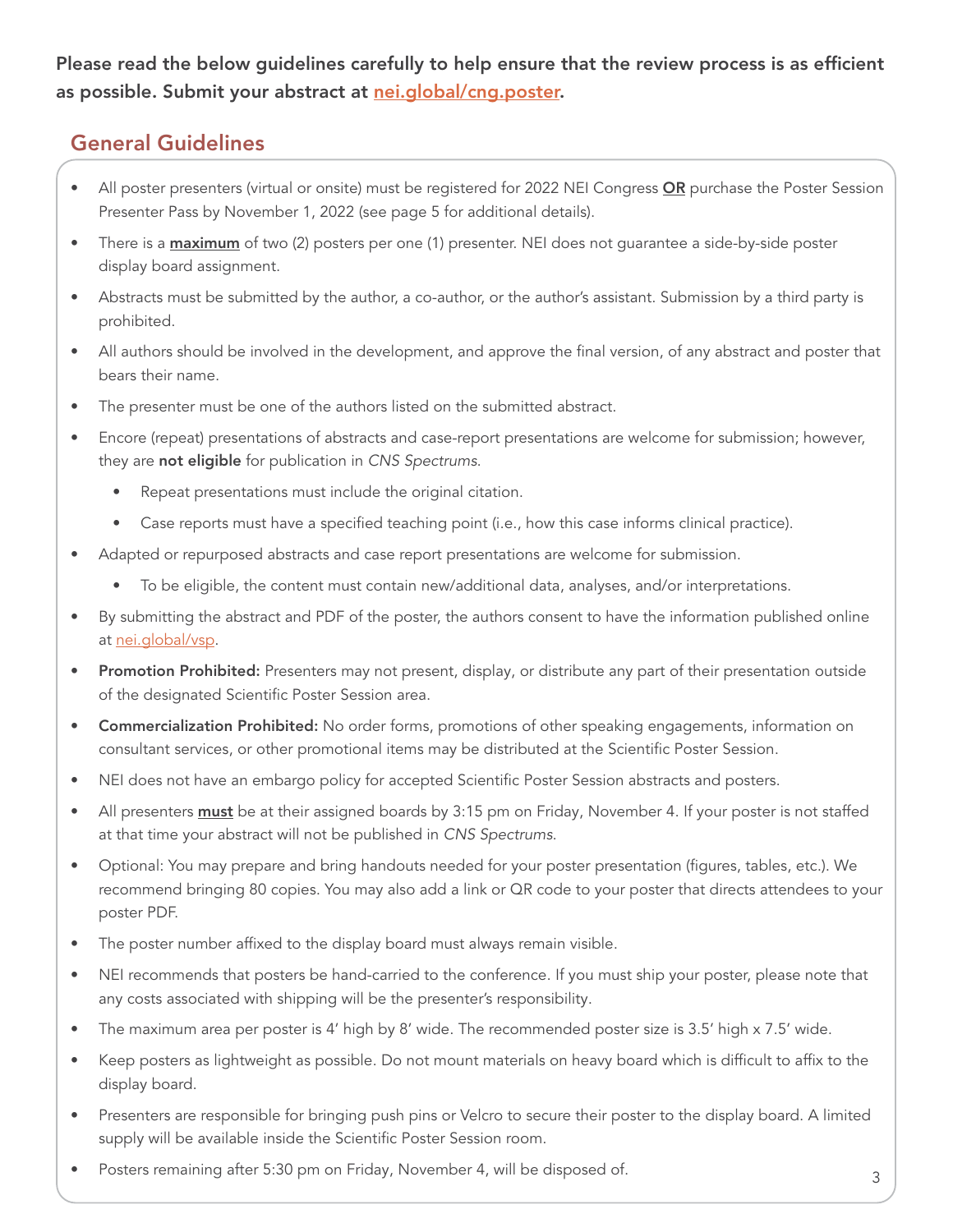**Please read the below guidelines carefully to help ensure that the review process is as efficient as possible. Submit your abstract at nei.global/cng.poster.**

## General Guidelines

- All poster presenters (virtual or onsite) must be registered for 2022 NEI Congress **OR** purchase the Poster Session Presenter Pass by November 1, 2022 (see page 5 for additional details).
- There is a **maximum** of two (2) posters per one (1) presenter. NEI does not guarantee a side-by-side poster display board assignment.
- Abstracts must be submitted by the author, a co-author, or the author's assistant. Submission by a third party is prohibited.
- All authors should be involved in the development, and approve the final version, of any abstract and poster that bears their name.
- The presenter must be one of the authors listed on the submitted abstract.
- Encore (repeat) presentations of abstracts and case-report presentations are welcome for submission; however, they are **not eligible** for publication in *CNS Spectrums*.
  - Repeat presentations must include the original citation.
  - Case reports must have a specified teaching point (i.e., how this case informs clinical practice).
- Adapted or repurposed abstracts and case report presentations are welcome for submission.
  - To be eligible, the content must contain new/additional data, analyses, and/or interpretations.
- By submitting the abstract and PDF of the poster, the authors consent to have the information published online at nei.global/vsp.
- **Promotion Prohibited:** Presenters may not present, display, or distribute any part of their presentation outside of the designated Scientific Poster Session area.
- **Commercialization Prohibited:** No order forms, promotions of other speaking engagements, information on consultant services, or other promotional items may be distributed at the Scientific Poster Session.
- NEI does not have an embargo policy for accepted Scientific Poster Session abstracts and posters.
- All presenters **must** be at their assigned boards by 3:15 pm on Friday, November 4. If your poster is not staffed at that time your abstract will not be published in *CNS Spectrums*.
- Optional: You may prepare and bring handouts needed for your poster presentation (figures, tables, etc.). We recommend bringing 80 copies. You may also add a link or QR code to your poster that directs attendees to your poster PDF.
- The poster number affixed to the display board must always remain visible.
- NEI recommends that posters be hand-carried to the conference. If you must ship your poster, please note that any costs associated with shipping will be the presenter's responsibility.
- The maximum area per poster is 4' high by 8' wide. The recommended poster size is 3.5' high x 7.5' wide.
- Keep posters as lightweight as possible. Do not mount materials on heavy board which is difficult to affix to the display board.
- Presenters are responsible for bringing push pins or Velcro to secure their poster to the display board. A limited supply will be available inside the Scientific Poster Session room.
- Posters remaining after 5:30 pm on Friday, November 4, will be disposed of.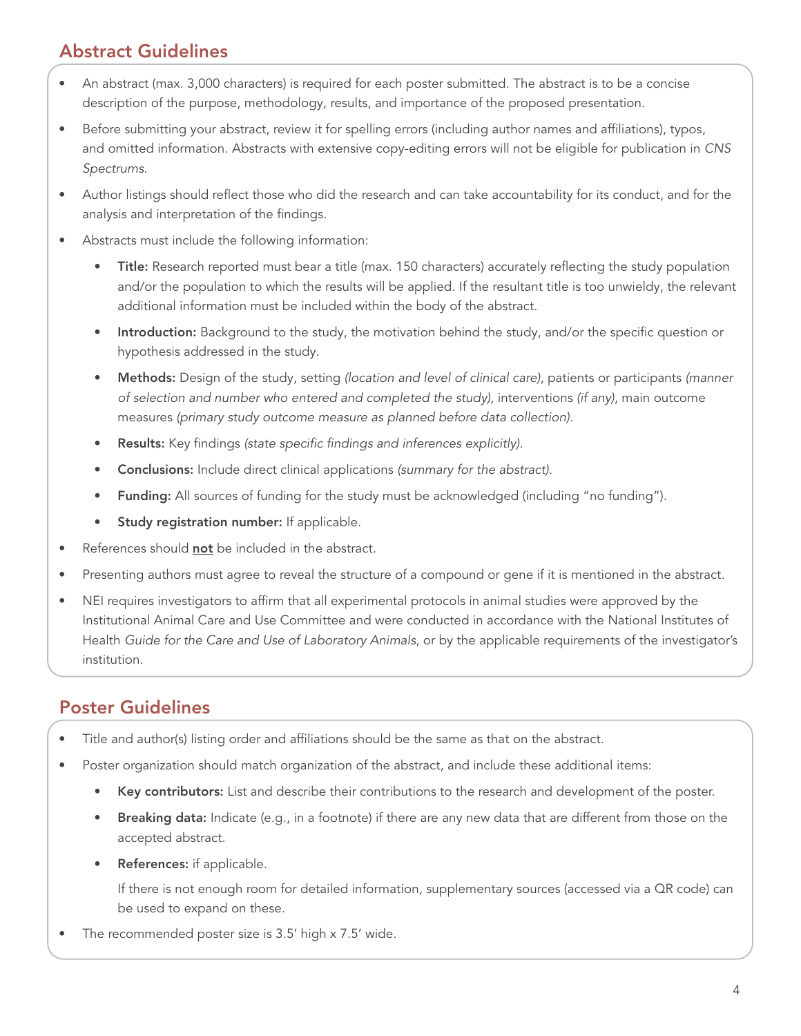## Abstract Guidelines

- An abstract (max. 3,000 characters) is required for each poster submitted. The abstract is to be a concise description of the purpose, methodology, results, and importance of the proposed presentation.
- Before submitting your abstract, review it for spelling errors (including author names and affiliations), typos, and omitted information. Abstracts with extensive copy-editing errors will not be eligible for publication in *CNS Spectrums*.
- Author listings should reflect those who did the research and can take accountability for its conduct, and for the analysis and interpretation of the findings.
- Abstracts must include the following information:
  - **Title:** Research reported must bear a title (max. 150 characters) accurately reflecting the study population and/or the population to which the results will be applied. If the resultant title is too unwieldy, the relevant additional information must be included within the body of the abstract.
  - **Introduction:** Background to the study, the motivation behind the study, and/or the specific question or hypothesis addressed in the study.
  - **Methods:** Design of the study, setting *(location and level of clinical care)*, patients or participants *(manner of selection and number who entered and completed the study)*, interventions *(if any)*, main outcome measures *(primary study outcome measure as planned before data collection)*.
  - **Results:** Key findings *(state specific findings and inferences explicitly)*.
  - **Conclusions:** Include direct clinical applications *(summary for the abstract)*.
  - **Funding:** All sources of funding for the study must be acknowledged (including "no funding").
  - **Study registration number:** If applicable.
- References should **<u>not</u>** be included in the abstract.
- Presenting authors must agree to reveal the structure of a compound or gene if it is mentioned in the abstract.
- NEI requires investigators to affirm that all experimental protocols in animal studies were approved by the Institutional Animal Care and Use Committee and were conducted in accordance with the National Institutes of Health *Guide for the Care and Use of Laboratory Animals*, or by the applicable requirements of the investigator's institution.

## Poster Guidelines

- Title and author(s) listing order and affiliations should be the same as that on the abstract.
- Poster organization should match organization of the abstract, and include these additional items:
  - **Key contributors:** List and describe their contributions to the research and development of the poster.
  - **Breaking data:** Indicate (e.g., in a footnote) if there are any new data that are different from those on the accepted abstract.
  - **References:** if applicable.

    If there is not enough room for detailed information, supplementary sources (accessed via a QR code) can be used to expand on these.
- The recommended poster size is 3.5' high x 7.5' wide.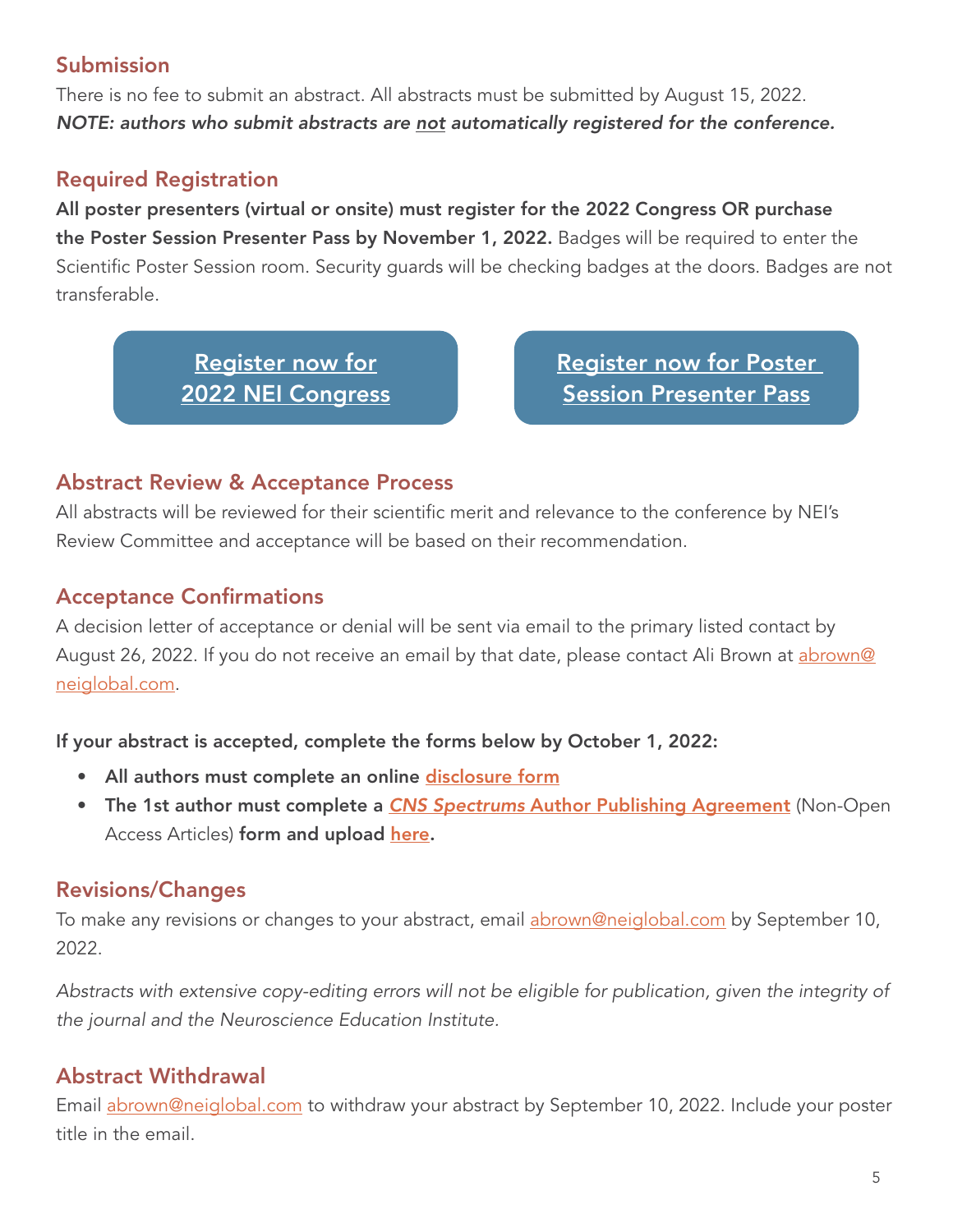## Submission

There is no fee to submit an abstract. All abstracts must be submitted by August 15, 2022.

***NOTE: authors who submit abstracts are not automatically registered for the conference.***

## Required Registration

**All poster presenters (virtual or onsite) must register for the 2022 Congress OR purchase the Poster Session Presenter Pass by November 1, 2022.** Badges will be required to enter the Scientific Poster Session room. Security guards will be checking badges at the doors. Badges are not transferable.

**Register now for 2022 NEI Congress**

**Register now for Poster Session Presenter Pass**

## Abstract Review & Acceptance Process

All abstracts will be reviewed for their scientific merit and relevance to the conference by NEI's Review Committee and acceptance will be based on their recommendation.

## Acceptance Confirmations

A decision letter of acceptance or denial will be sent via email to the primary listed contact by August 26, 2022. If you do not receive an email by that date, please contact Ali Brown at abrown@neiglobal.com.

**If your abstract is accepted, complete the forms below by October 1, 2022:**

- **All authors must complete an online disclosure form**
- **The 1st author must complete a *CNS Spectrums* Author Publishing Agreement** (Non-Open Access Articles) **form and upload here.**

## Revisions/Changes

To make any revisions or changes to your abstract, email abrown@neiglobal.com by September 10, 2022.

*Abstracts with extensive copy-editing errors will not be eligible for publication, given the integrity of the journal and the Neuroscience Education Institute.*

## Abstract Withdrawal

Email abrown@neiglobal.com to withdraw your abstract by September 10, 2022. Include your poster title in the email.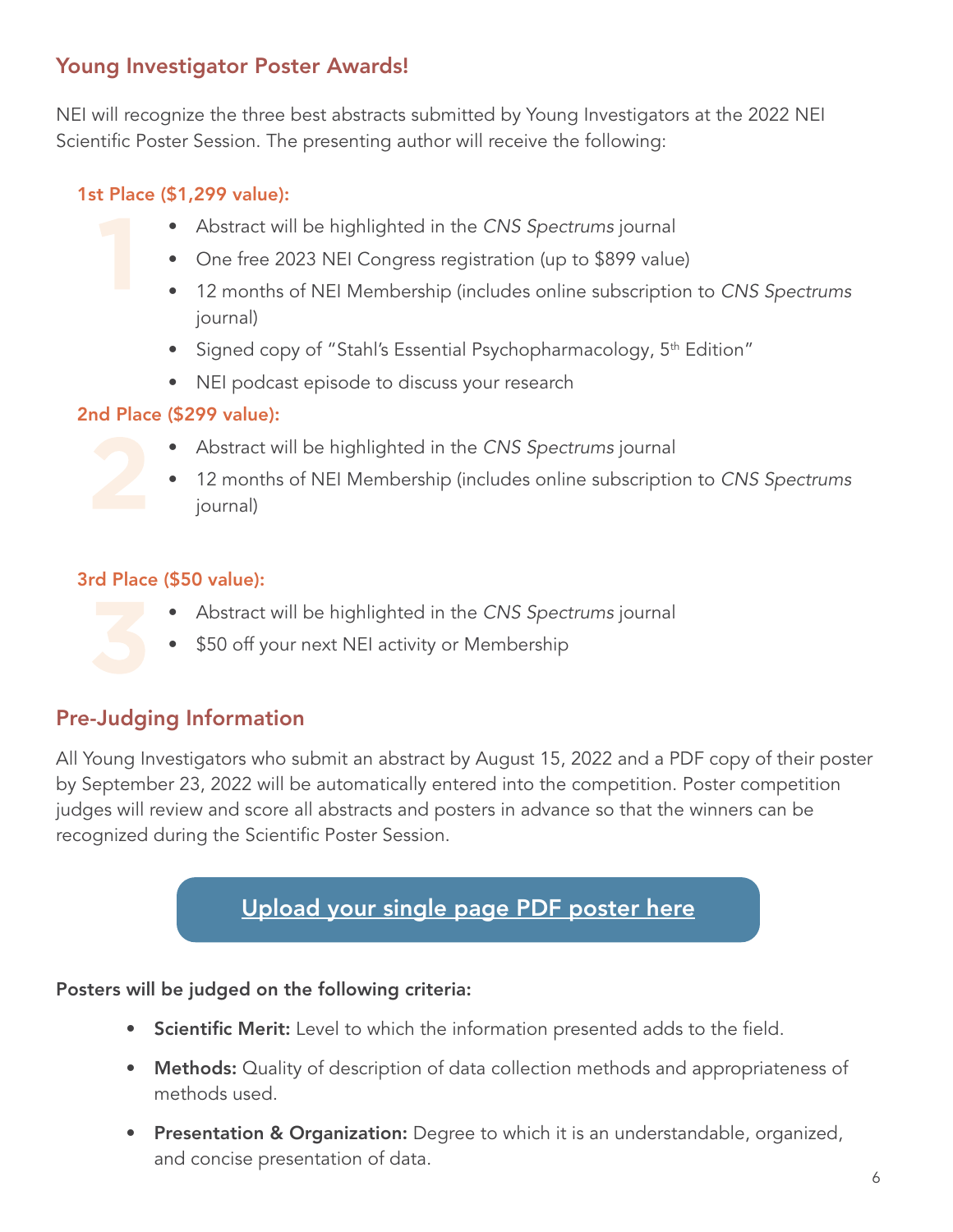## Young Investigator Poster Awards!

NEI will recognize the three best abstracts submitted by Young Investigators at the 2022 NEI Scientific Poster Session. The presenting author will receive the following:

### 1st Place ($1,299 value):

- Abstract will be highlighted in the *CNS Spectrums* journal
- One free 2023 NEI Congress registration (up to $899 value)
- 12 months of NEI Membership (includes online subscription to *CNS Spectrums* journal)
- Signed copy of "Stahl's Essential Psychopharmacology, 5th Edition"
- NEI podcast episode to discuss your research

### 2nd Place ($299 value):

- Abstract will be highlighted in the *CNS Spectrums* journal
- 12 months of NEI Membership (includes online subscription to *CNS Spectrums* journal)

### 3rd Place ($50 value):

- Abstract will be highlighted in the *CNS Spectrums* journal
- $50 off your next NEI activity or Membership

## Pre-Judging Information

All Young Investigators who submit an abstract by August 15, 2022 and a PDF copy of their poster by September 23, 2022 will be automatically entered into the competition. Poster competition judges will review and score all abstracts and posters in advance so that the winners can be recognized during the Scientific Poster Session.

Upload your single page PDF poster here

**Posters will be judged on the following criteria:**

- **Scientific Merit:** Level to which the information presented adds to the field.
- **Methods:** Quality of description of data collection methods and appropriateness of methods used.
- **Presentation & Organization:** Degree to which it is an understandable, organized, and concise presentation of data.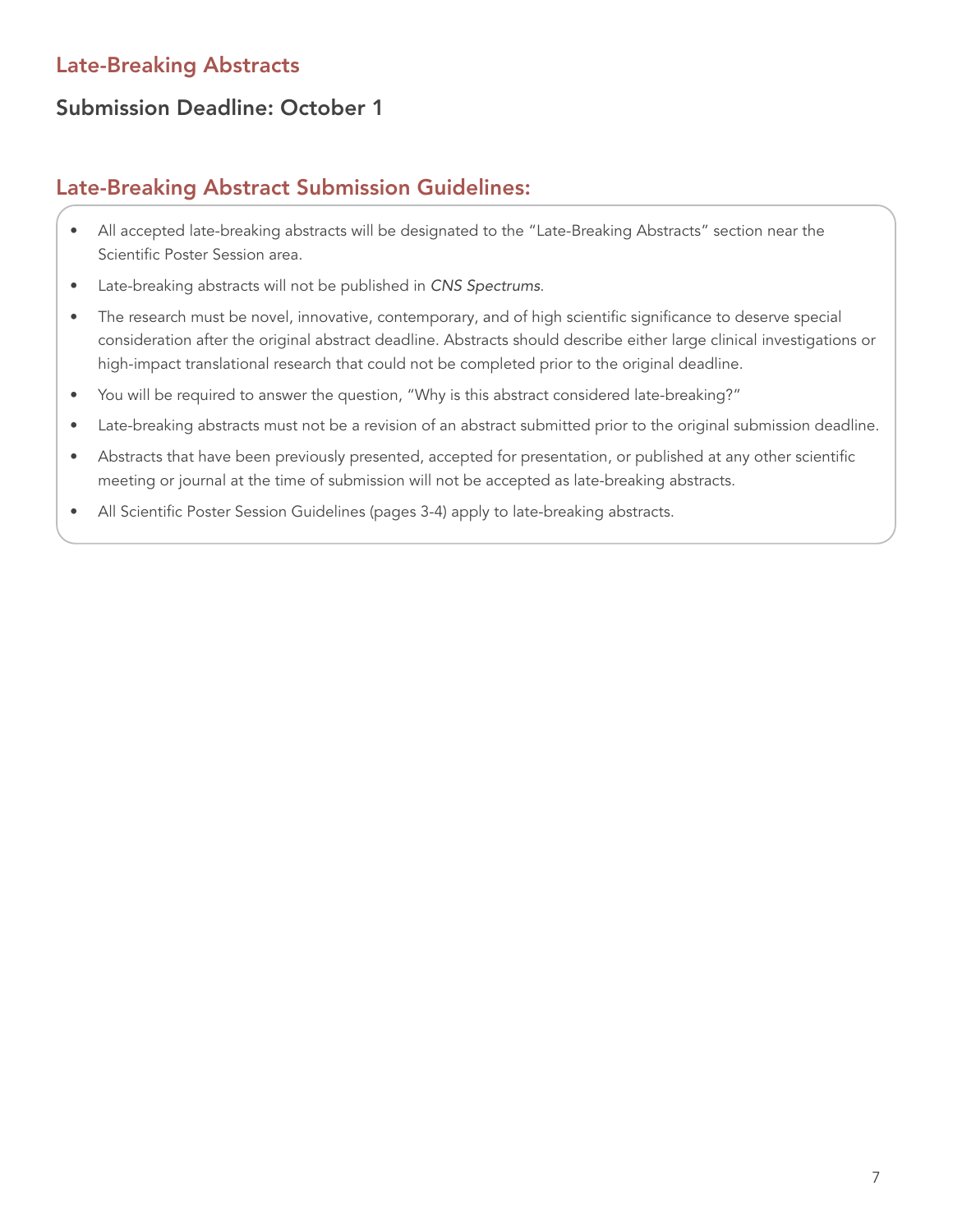## Late-Breaking Abstracts

### Submission Deadline: October 1

## Late-Breaking Abstract Submission Guidelines:

- All accepted late-breaking abstracts will be designated to the "Late-Breaking Abstracts" section near the Scientific Poster Session area.
- Late-breaking abstracts will not be published in *CNS Spectrums*.
- The research must be novel, innovative, contemporary, and of high scientific significance to deserve special consideration after the original abstract deadline. Abstracts should describe either large clinical investigations or high-impact translational research that could not be completed prior to the original deadline.
- You will be required to answer the question, "Why is this abstract considered late-breaking?"
- Late-breaking abstracts must not be a revision of an abstract submitted prior to the original submission deadline.
- Abstracts that have been previously presented, accepted for presentation, or published at any other scientific meeting or journal at the time of submission will not be accepted as late-breaking abstracts.
- All Scientific Poster Session Guidelines (pages 3-4) apply to late-breaking abstracts.